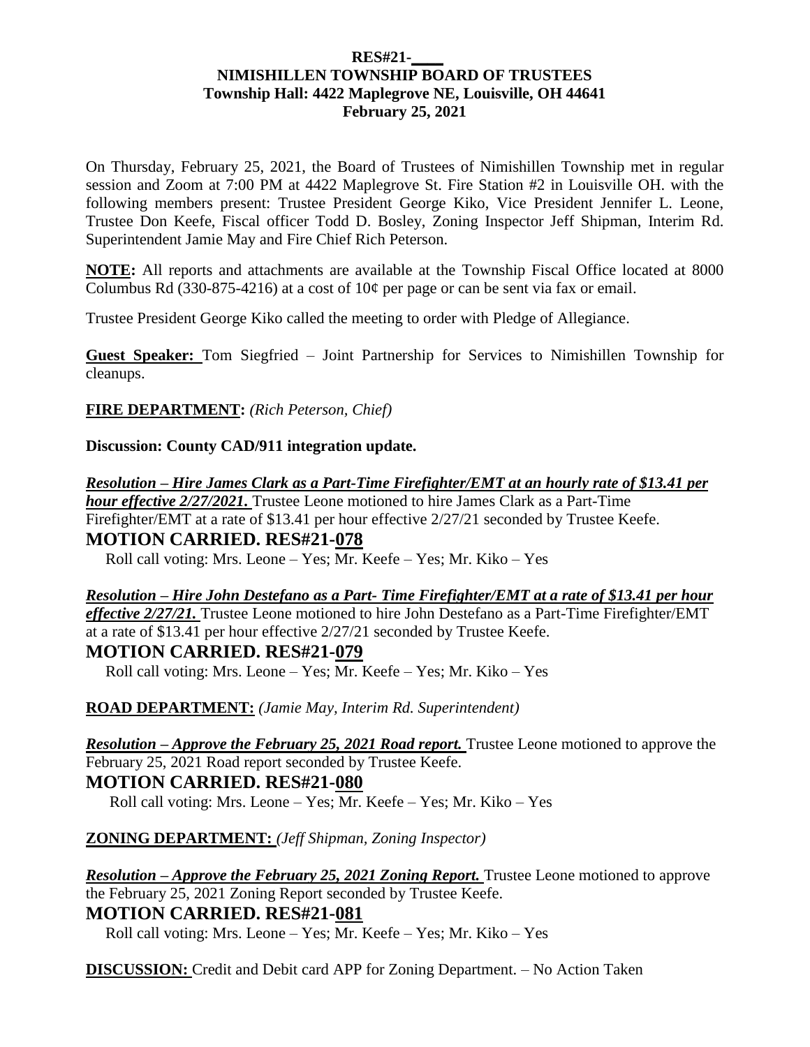**RES#21-\_\_\_\_**
**NIMISHILLEN TOWNSHIP BOARD OF TRUSTEES**
**Township Hall: 4422 Maplegrove NE, Louisville, OH 44641**
**February 25, 2021**

On Thursday, February 25, 2021, the Board of Trustees of Nimishillen Township met in regular session and Zoom at 7:00 PM at 4422 Maplegrove St. Fire Station #2 in Louisville OH. with the following members present: Trustee President George Kiko, Vice President Jennifer L. Leone, Trustee Don Keefe, Fiscal officer Todd D. Bosley, Zoning Inspector Jeff Shipman, Interim Rd. Superintendent Jamie May and Fire Chief Rich Peterson.

**NOTE:** All reports and attachments are available at the Township Fiscal Office located at 8000 Columbus Rd (330-875-4216) at a cost of 10¢ per page or can be sent via fax or email.

Trustee President George Kiko called the meeting to order with Pledge of Allegiance.

**Guest Speaker:** Tom Siegfried – Joint Partnership for Services to Nimishillen Township for cleanups.

**FIRE DEPARTMENT:** *(Rich Peterson, Chief)*

**Discussion: County CAD/911 integration update.**

***Resolution – Hire James Clark as a Part-Time Firefighter/EMT at an hourly rate of $13.41 per hour effective 2/27/2021.*** Trustee Leone motioned to hire James Clark as a Part-Time Firefighter/EMT at a rate of $13.41 per hour effective 2/27/21 seconded by Trustee Keefe.

## MOTION CARRIED. RES#21-078

Roll call voting: Mrs. Leone – Yes; Mr. Keefe – Yes; Mr. Kiko – Yes

***Resolution – Hire John Destefano as a Part- Time Firefighter/EMT at a rate of $13.41 per hour effective 2/27/21.*** Trustee Leone motioned to hire John Destefano as a Part-Time Firefighter/EMT at a rate of $13.41 per hour effective 2/27/21 seconded by Trustee Keefe.

## MOTION CARRIED. RES#21-079

Roll call voting: Mrs. Leone – Yes; Mr. Keefe – Yes; Mr. Kiko – Yes

**ROAD DEPARTMENT:** *(Jamie May, Interim Rd. Superintendent)*

***Resolution – Approve the February 25, 2021 Road report.*** Trustee Leone motioned to approve the February 25, 2021 Road report seconded by Trustee Keefe.

## MOTION CARRIED. RES#21-080

Roll call voting: Mrs. Leone – Yes; Mr. Keefe – Yes; Mr. Kiko – Yes

**ZONING DEPARTMENT:** *(Jeff Shipman, Zoning Inspector)*

***Resolution – Approve the February 25, 2021 Zoning Report.*** Trustee Leone motioned to approve the February 25, 2021 Zoning Report seconded by Trustee Keefe.

## MOTION CARRIED. RES#21-081

Roll call voting: Mrs. Leone – Yes; Mr. Keefe – Yes; Mr. Kiko – Yes

**DISCUSSION:** Credit and Debit card APP for Zoning Department. – No Action Taken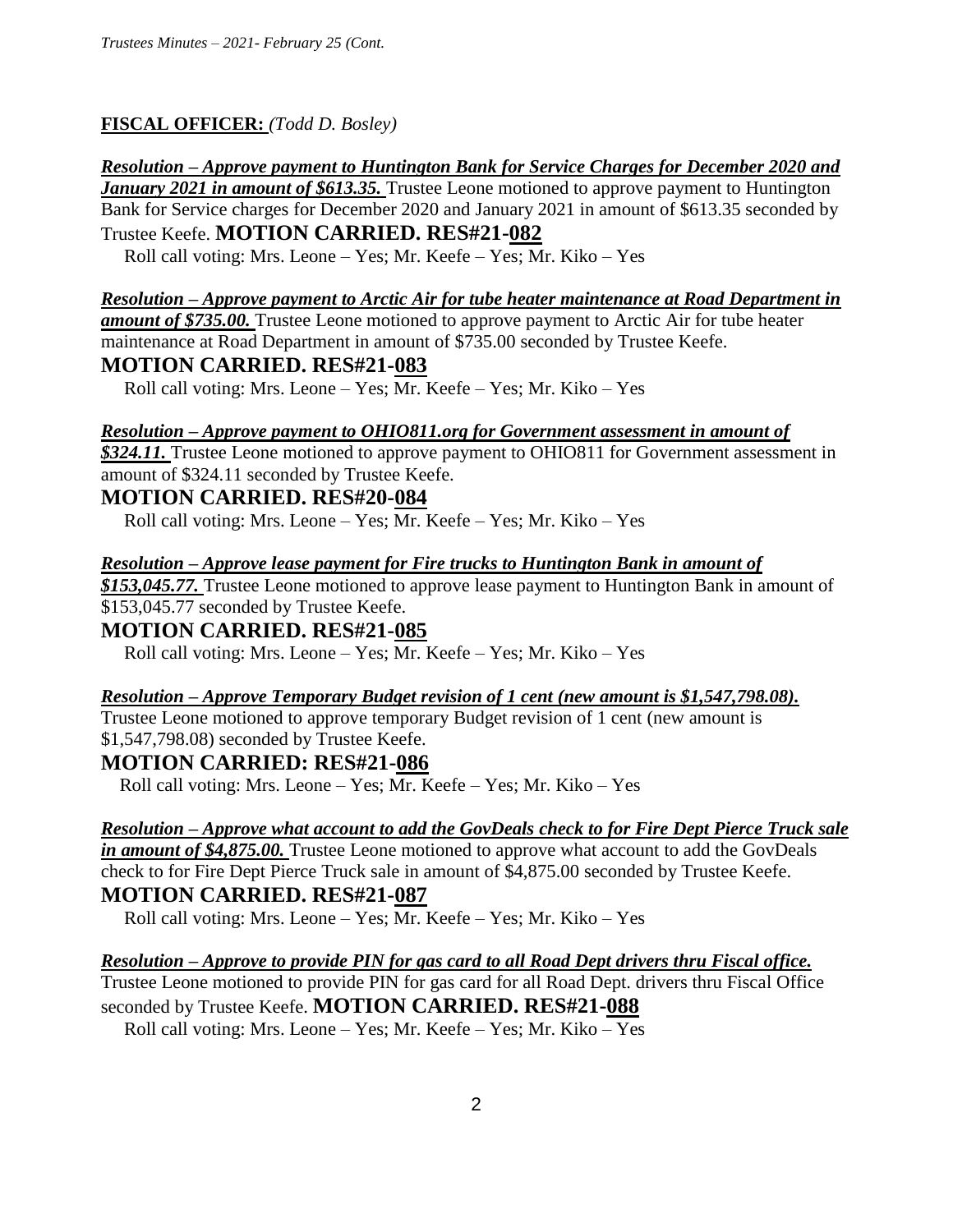**FISCAL OFFICER:** *(Todd D. Bosley)*

***Resolution – Approve payment to Huntington Bank for Service Charges for December 2020 and January 2021 in amount of $613.35.*** Trustee Leone motioned to approve payment to Huntington Bank for Service charges for December 2020 and January 2021 in amount of $613.35 seconded by Trustee Keefe. **MOTION CARRIED. RES#21-082**

Roll call voting: Mrs. Leone – Yes; Mr. Keefe – Yes; Mr. Kiko – Yes

***Resolution – Approve payment to Arctic Air for tube heater maintenance at Road Department in amount of $735.00.*** Trustee Leone motioned to approve payment to Arctic Air for tube heater maintenance at Road Department in amount of $735.00 seconded by Trustee Keefe.

**MOTION CARRIED. RES#21-083**

Roll call voting: Mrs. Leone – Yes; Mr. Keefe – Yes; Mr. Kiko – Yes

***Resolution – Approve payment to OHIO811.org for Government assessment in amount of $324.11.*** Trustee Leone motioned to approve payment to OHIO811 for Government assessment in amount of $324.11 seconded by Trustee Keefe.

**MOTION CARRIED. RES#20-084**

Roll call voting: Mrs. Leone – Yes; Mr. Keefe – Yes; Mr. Kiko – Yes

***Resolution – Approve lease payment for Fire trucks to Huntington Bank in amount of $153,045.77.*** Trustee Leone motioned to approve lease payment to Huntington Bank in amount of $153,045.77 seconded by Trustee Keefe.

**MOTION CARRIED. RES#21-085**

Roll call voting: Mrs. Leone – Yes; Mr. Keefe – Yes; Mr. Kiko – Yes

***Resolution – Approve Temporary Budget revision of 1 cent (new amount is $1,547,798.08).*** Trustee Leone motioned to approve temporary Budget revision of 1 cent (new amount is $1,547,798.08) seconded by Trustee Keefe.

**MOTION CARRIED: RES#21-086**

Roll call voting: Mrs. Leone – Yes; Mr. Keefe – Yes; Mr. Kiko – Yes

***Resolution – Approve what account to add the GovDeals check to for Fire Dept Pierce Truck sale in amount of $4,875.00.*** Trustee Leone motioned to approve what account to add the GovDeals check to for Fire Dept Pierce Truck sale in amount of $4,875.00 seconded by Trustee Keefe.

**MOTION CARRIED. RES#21-087**

Roll call voting: Mrs. Leone – Yes; Mr. Keefe – Yes; Mr. Kiko – Yes

***Resolution – Approve to provide PIN for gas card to all Road Dept drivers thru Fiscal office.*** Trustee Leone motioned to provide PIN for gas card for all Road Dept. drivers thru Fiscal Office seconded by Trustee Keefe. **MOTION CARRIED. RES#21-088**

Roll call voting: Mrs. Leone – Yes; Mr. Keefe – Yes; Mr. Kiko – Yes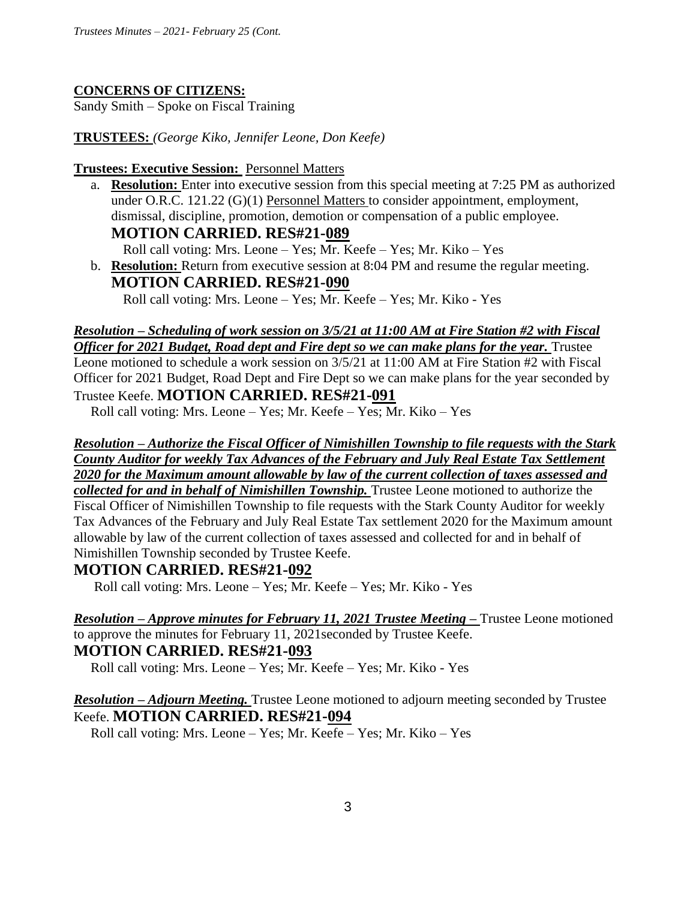**CONCERNS OF CITIZENS:**

Sandy Smith – Spoke on Fiscal Training

**TRUSTEES:** *(George Kiko, Jennifer Leone, Don Keefe)*

**Trustees: Executive Session:** Personnel Matters

a. **Resolution:** Enter into executive session from this special meeting at 7:25 PM as authorized under O.R.C. 121.22 (G)(1) Personnel Matters to consider appointment, employment, dismissal, discipline, promotion, demotion or compensation of a public employee.
   **MOTION CARRIED. RES#21-089**
   Roll call voting: Mrs. Leone – Yes; Mr. Keefe – Yes; Mr. Kiko – Yes

b. **Resolution:** Return from executive session at 8:04 PM and resume the regular meeting.
   **MOTION CARRIED. RES#21-090**
   Roll call voting: Mrs. Leone – Yes; Mr. Keefe – Yes; Mr. Kiko - Yes

***Resolution – Scheduling of work session on 3/5/21 at 11:00 AM at Fire Station #2 with Fiscal Officer for 2021 Budget, Road dept and Fire dept so we can make plans for the year.*** Trustee Leone motioned to schedule a work session on 3/5/21 at 11:00 AM at Fire Station #2 with Fiscal Officer for 2021 Budget, Road Dept and Fire Dept so we can make plans for the year seconded by Trustee Keefe. **MOTION CARRIED. RES#21-091**

Roll call voting: Mrs. Leone – Yes; Mr. Keefe – Yes; Mr. Kiko – Yes

***Resolution – Authorize the Fiscal Officer of Nimishillen Township to file requests with the Stark County Auditor for weekly Tax Advances of the February and July Real Estate Tax Settlement 2020 for the Maximum amount allowable by law of the current collection of taxes assessed and collected for and in behalf of Nimishillen Township.*** Trustee Leone motioned to authorize the Fiscal Officer of Nimishillen Township to file requests with the Stark County Auditor for weekly Tax Advances of the February and July Real Estate Tax settlement 2020 for the Maximum amount allowable by law of the current collection of taxes assessed and collected for and in behalf of Nimishillen Township seconded by Trustee Keefe.

**MOTION CARRIED. RES#21-092**

Roll call voting: Mrs. Leone – Yes; Mr. Keefe – Yes; Mr. Kiko - Yes

***Resolution – Approve minutes for February 11, 2021 Trustee Meeting –*** Trustee Leone motioned to approve the minutes for February 11, 2021seconded by Trustee Keefe.

**MOTION CARRIED. RES#21-093**

Roll call voting: Mrs. Leone – Yes; Mr. Keefe – Yes; Mr. Kiko - Yes

***Resolution – Adjourn Meeting.*** Trustee Leone motioned to adjourn meeting seconded by Trustee Keefe. **MOTION CARRIED. RES#21-094**

Roll call voting: Mrs. Leone – Yes; Mr. Keefe – Yes; Mr. Kiko – Yes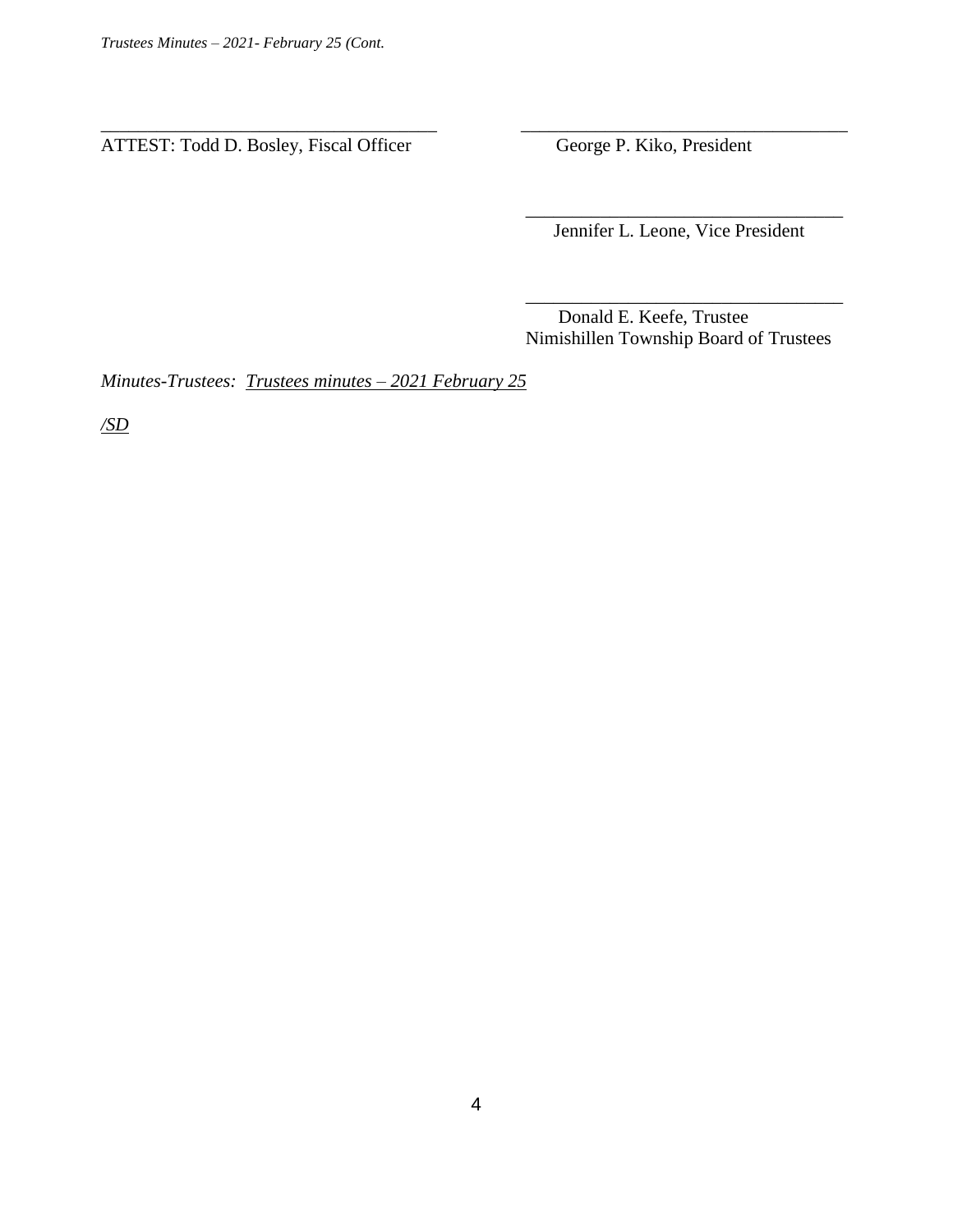\_\_\_\_\_\_\_\_\_\_\_\_\_\_\_\_\_\_\_\_\_\_\_\_\_\_\_\_\_\_\_\_\_\_\_ \_\_\_\_\_\_\_\_\_\_\_\_\_\_\_\_\_\_\_\_\_\_\_\_\_\_\_\_\_\_\_\_\_\_\_

ATTEST: Todd D. Bosley, Fiscal Officer George P. Kiko, President

\_\_\_\_\_\_\_\_\_\_\_\_\_\_\_\_\_\_\_\_\_\_\_\_\_\_\_\_\_\_\_\_\_\_\_

Jennifer L. Leone, Vice President

\_\_\_\_\_\_\_\_\_\_\_\_\_\_\_\_\_\_\_\_\_\_\_\_\_\_\_\_\_\_\_\_\_\_\_

Donald E. Keefe, Trustee
Nimishillen Township Board of Trustees

*Minutes-Trustees: <u>Trustees minutes – 2021 February 25</u>*

*<u>/SD</u>*